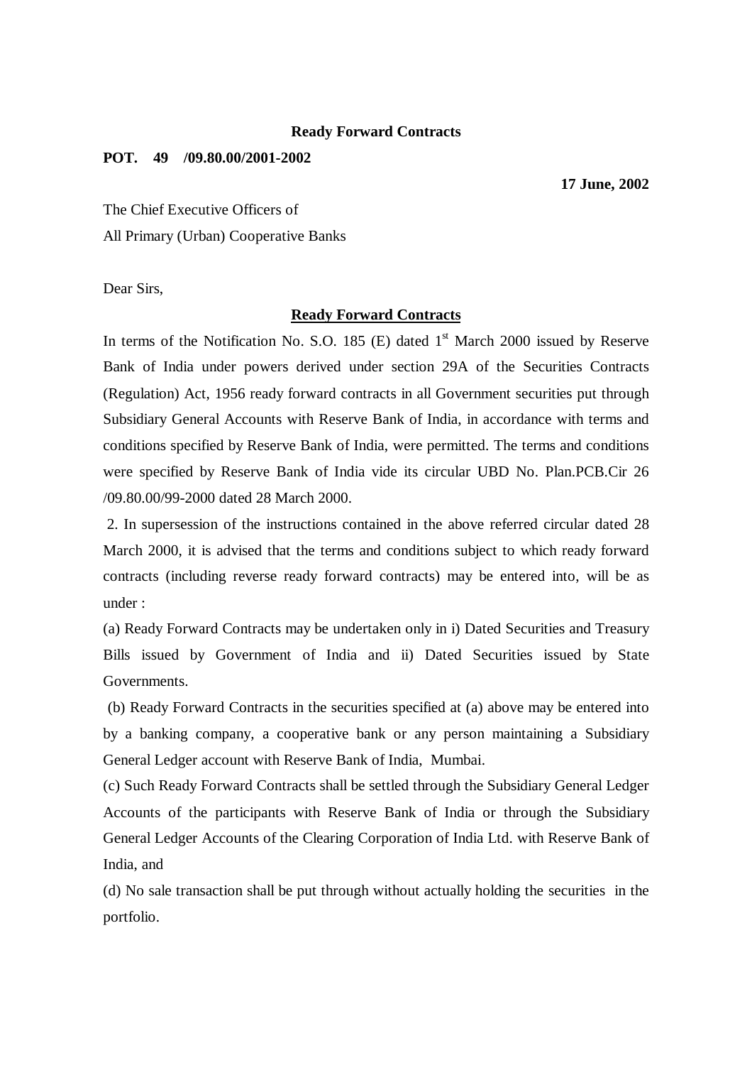**Ready Forward Contracts**

**POT. 49 /09.80.00/2001-2002**

**17 June, 2002**

The Chief Executive Officers of

All Primary (Urban) Cooperative Banks

Dear Sirs,

**<u>Ready Forward Contracts</u>**

In terms of the Notification No. S.O. 185 (E) dated 1st March 2000 issued by Reserve Bank of India under powers derived under section 29A of the Securities Contracts (Regulation) Act, 1956 ready forward contracts in all Government securities put through Subsidiary General Accounts with Reserve Bank of India, in accordance with terms and conditions specified by Reserve Bank of India, were permitted. The terms and conditions were specified by Reserve Bank of India vide its circular UBD No. Plan.PCB.Cir 26 /09.80.00/99-2000 dated 28 March 2000.

2. In supersession of the instructions contained in the above referred circular dated 28 March 2000, it is advised that the terms and conditions subject to which ready forward contracts (including reverse ready forward contracts) may be entered into, will be as under :

(a) Ready Forward Contracts may be undertaken only in i) Dated Securities and Treasury Bills issued by Government of India and ii) Dated Securities issued by State Governments.

(b) Ready Forward Contracts in the securities specified at (a) above may be entered into by a banking company, a cooperative bank or any person maintaining a Subsidiary General Ledger account with Reserve Bank of India, Mumbai.

(c) Such Ready Forward Contracts shall be settled through the Subsidiary General Ledger Accounts of the participants with Reserve Bank of India or through the Subsidiary General Ledger Accounts of the Clearing Corporation of India Ltd. with Reserve Bank of India, and

(d) No sale transaction shall be put through without actually holding the securities in the portfolio.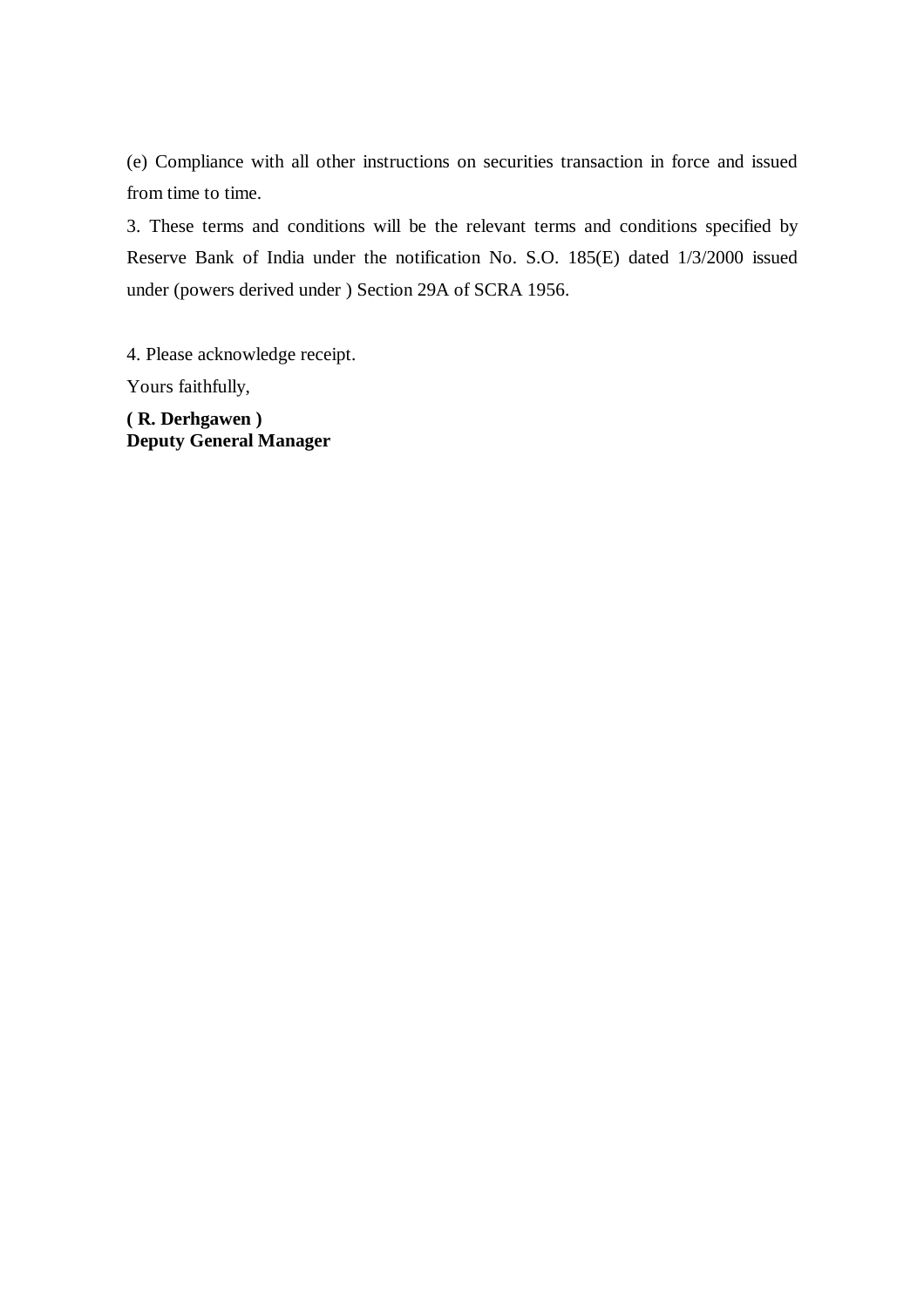(e) Compliance with all other instructions on securities transaction in force and issued from time to time.

3. These terms and conditions will be the relevant terms and conditions specified by Reserve Bank of India under the notification No. S.O. 185(E) dated 1/3/2000 issued under (powers derived under ) Section 29A of SCRA 1956.

4. Please acknowledge receipt.

Yours faithfully,

**( R. Derhgawen )**
**Deputy General Manager**